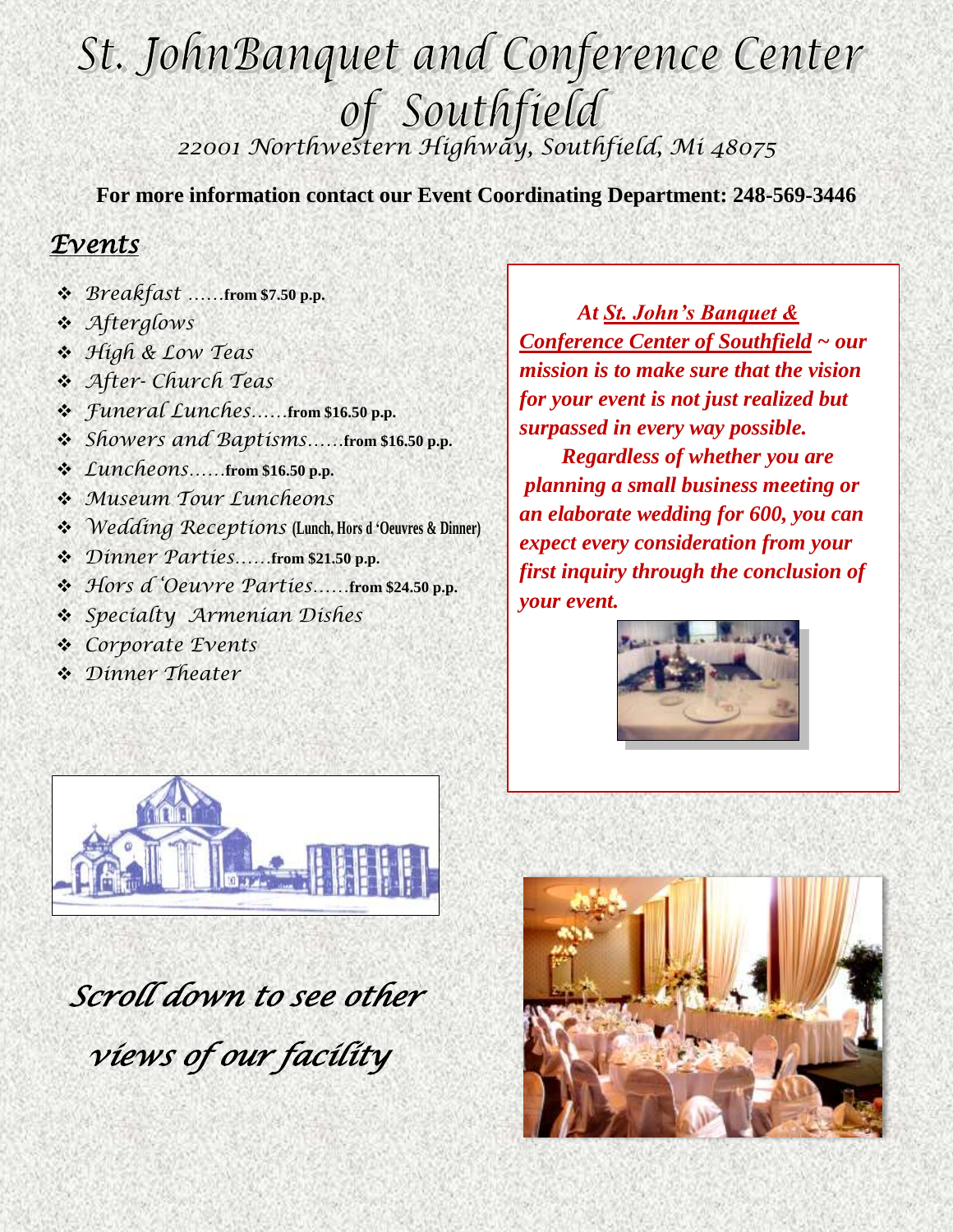# St. JohnBanquet and Conference Center of Southfield

*22001 Northwestern Highway, Southfield, Mi 48075*

**For more information contact our Event Coordinating Department: 248-569-3446**

## *Events*

- *Breakfast* ……**from $7.50 p.p.**
- *Afterglows*
- *High & Low Teas*
- *After- Church Teas*
- *Funeral Lunches*……**from $16.50 p.p.**
- *Showers and Baptisms*……**from $16.50 p.p.**
- *Luncheons*……**from $16.50 p.p.**
- *Museum Tour Luncheons*
- *Wedding Receptions* **(Lunch, Hors d 'Oeuvres & Dinner)**
- *Dinner Parties*……**from $21.50 p.p.**
- *Hors d 'Oeuvre Parties*……**from $24.50 p.p.**
- *Specialty Armenian Dishes*
- *Corporate Events*
- *Dinner Theater*

***At St. John's Banquet & Conference Center of Southfield ~ our mission is to make sure that the vision for your event is not just realized but surpassed in every way possible.***

***Regardless of whether you are planning a small business meeting or an elaborate wedding for 600, you can expect every consideration from your first inquiry through the conclusion of your event.***

*Scroll down to see other views of our facility*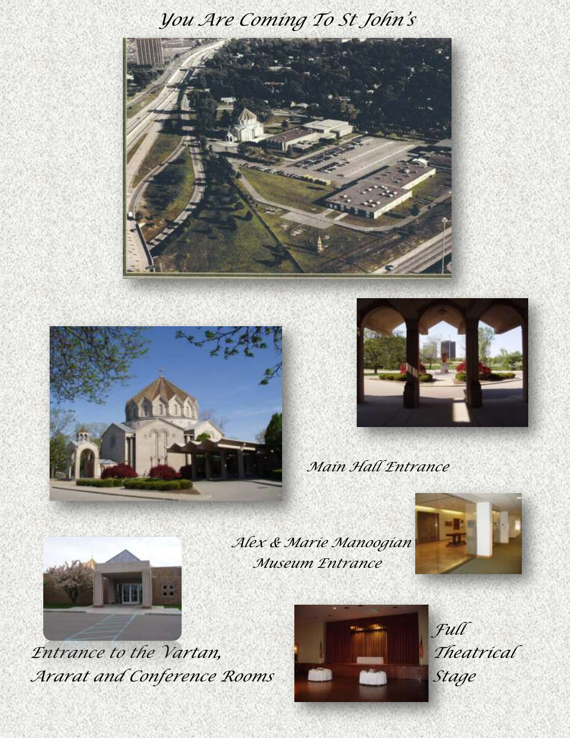# You Are Coming To St John's

Main Hall Entrance

Alex & Marie Manoogian Museum Entrance

Entrance to the Vartan, Ararat and Conference Rooms

Full Theatrical Stage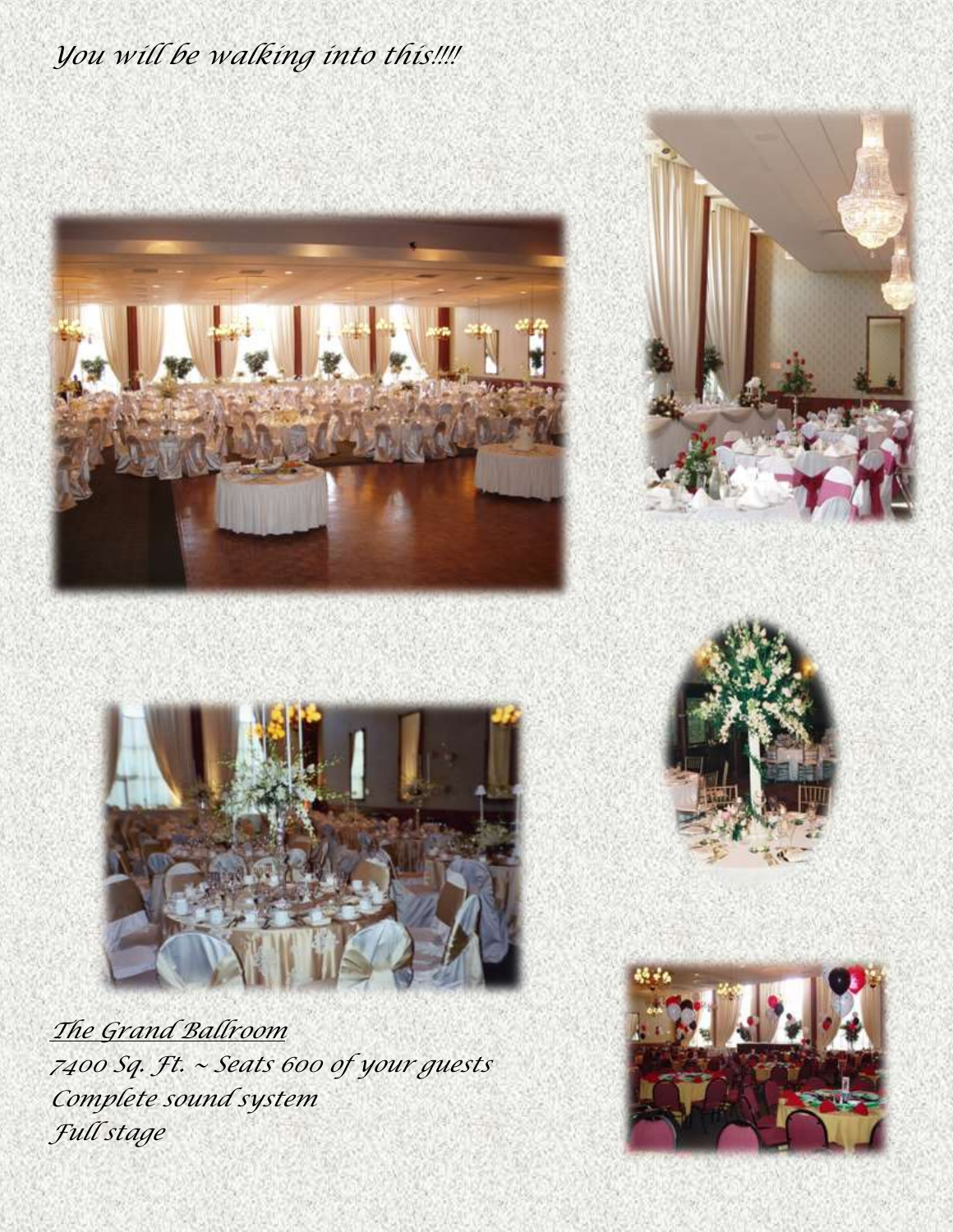*You will be walking into this!!!!*

*The Grand Ballroom*

*7400 Sq. Ft. ~ Seats 600 of your guests*

*Complete sound system*

*Full stage*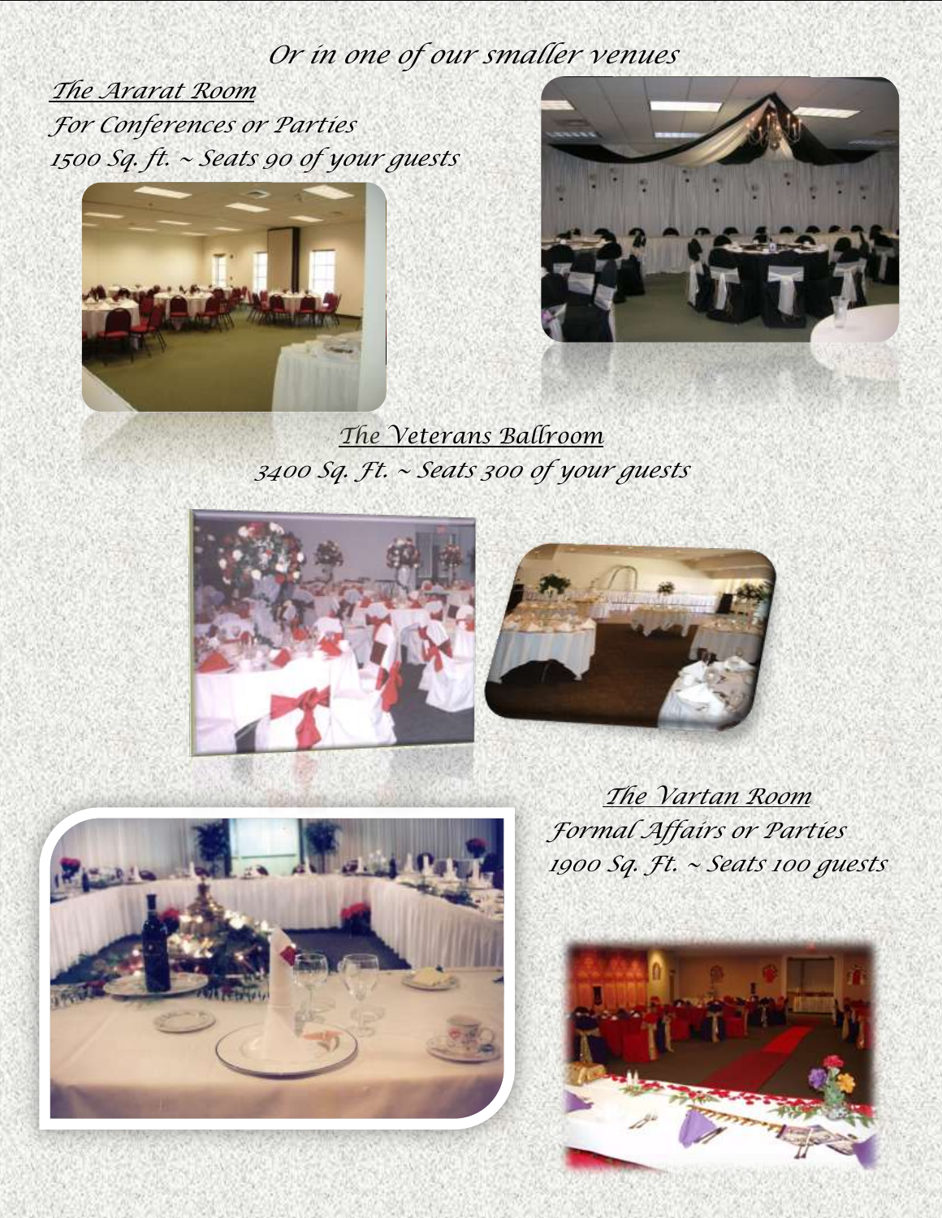*Or in one of our smaller venues*

***The Ararat Room***

*For Conferences or Parties*

*1500 Sq. ft. ~ Seats 90 of your guests*

***The Veterans Ballroom***

*3400 Sq. Ft. ~ Seats 300 of your guests*

***The Vartan Room***

*Formal Affairs or Parties*

*1900 Sq. Ft. ~ Seats 100 guests*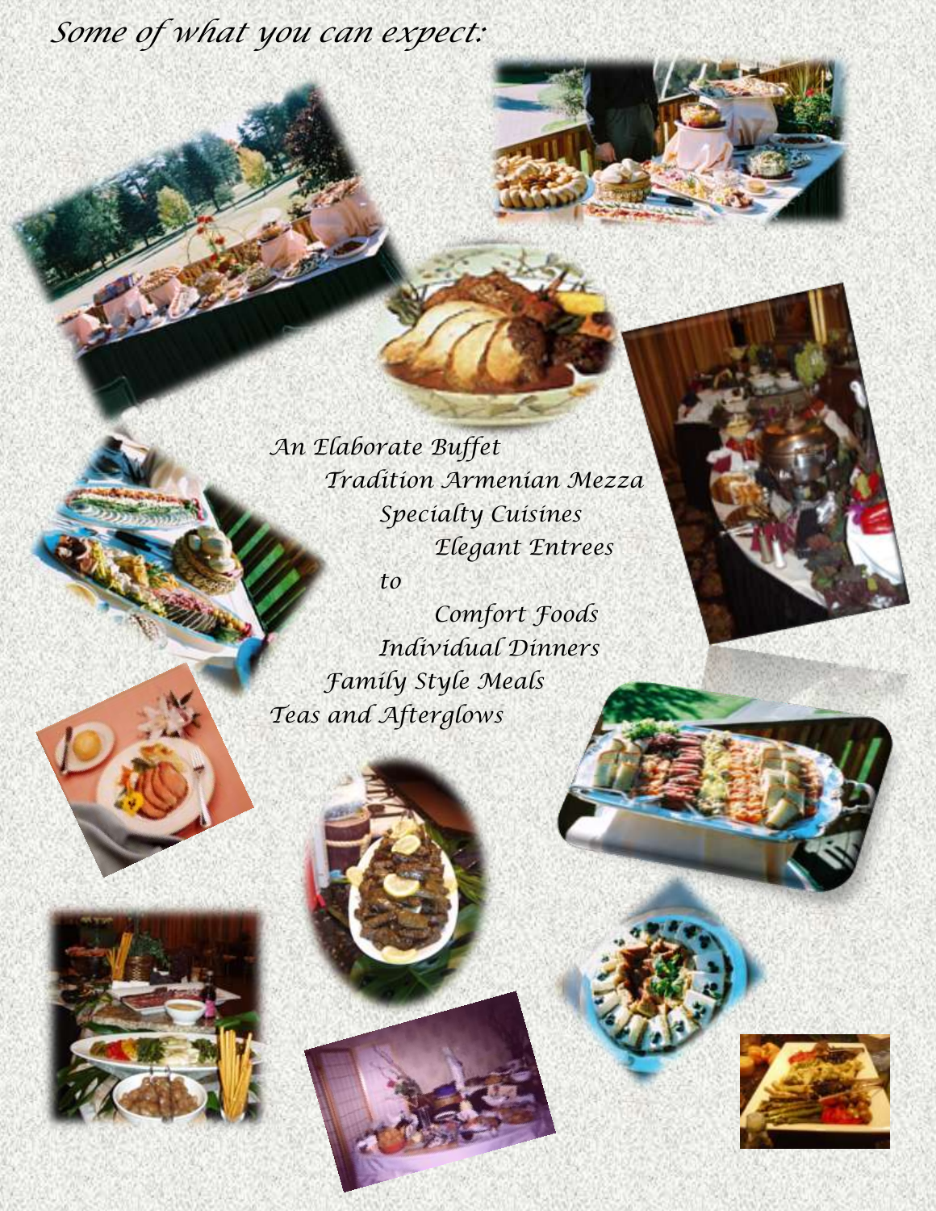*Some of what you can expect:*

*An Elaborate Buffet*
*Tradition Armenian Mezza*
*Specialty Cuisines*
*Elegant Entrees*
*to*
*Comfort Foods*
*Individual Dinners*
*Family Style Meals*
*Teas and Afterglows*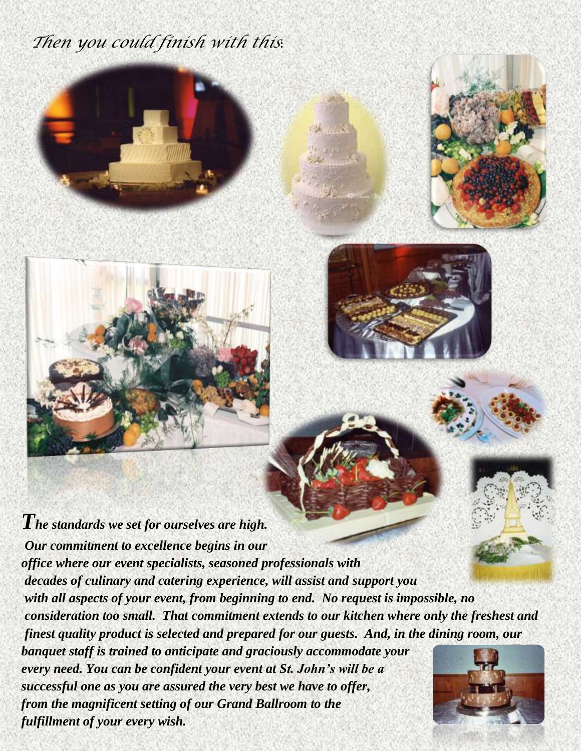*Then you could finish with this:*

***The standards we set for ourselves are high. Our commitment to excellence begins in our office where our event specialists, seasoned professionals with decades of culinary and catering experience, will assist and support you with all aspects of your event, from beginning to end. No request is impossible, no consideration too small. That commitment extends to our kitchen where only the freshest and finest quality product is selected and prepared for our guests. And, in the dining room, our banquet staff is trained to anticipate and graciously accommodate your every need. You can be confident your event at St. John's will be a successful one as you are assured the very best we have to offer, from the magnificent setting of our Grand Ballroom to the fulfillment of your every wish.***